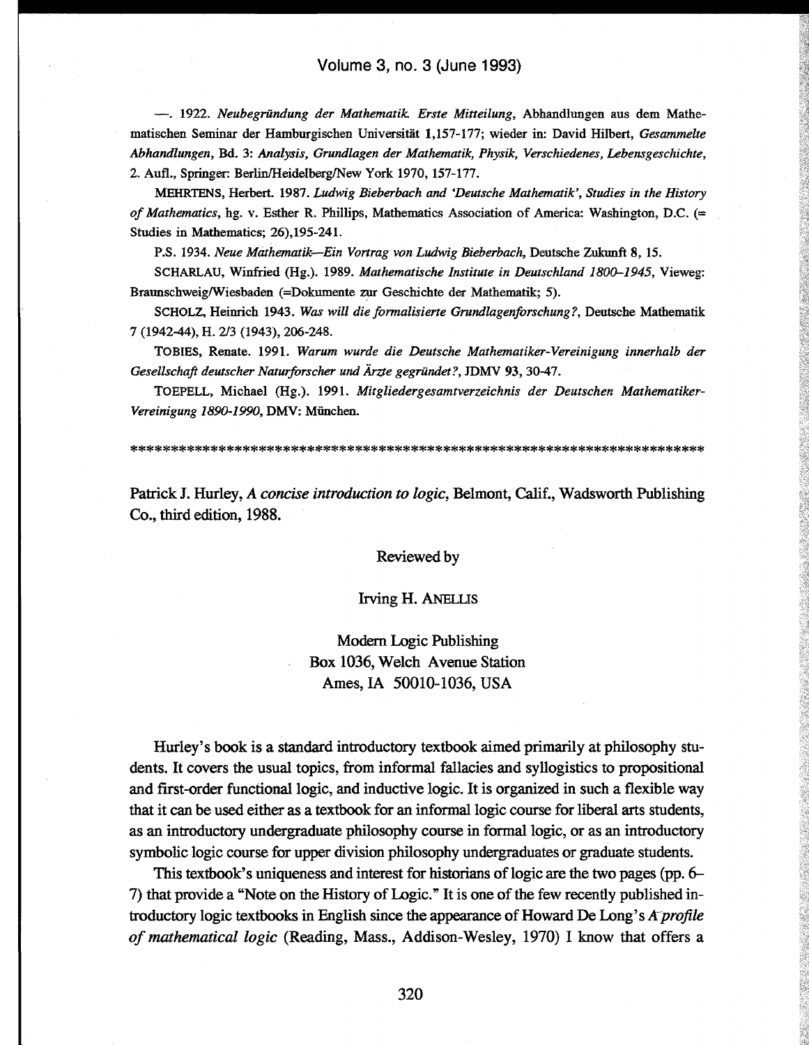—. 1922. *Neubegründung der Mathematik. Erste Mitteilung*, Abhandlungen aus dem Mathematischen Seminar der Hamburgischen Universität 1,157-177; wieder in: David Hilbert, *Gesammelte Abhandlungen*, Bd. 3: *Analysis, Grundlagen der Mathematik, Physik, Verschiedenes, Lebensgeschichte*, 2. Aufl., Springer: Berlin/Heidelberg/New York 1970, 157-177.

MEHRTENS, Herbert. 1987. *Ludwig Bieberbach and 'Deutsche Mathematik', Studies in the History of Mathematics*, hg. v. Esther R. Phillips, Mathematics Association of America: Washington, D.C. (= Studies in Mathematics; 26),195-241.

P.S. 1934. *Neue Mathematik—Ein Vortrag von Ludwig Bieberbach*, Deutsche Zukunft 8, 15.

SCHARLAU, Winfried (Hg.). 1989. *Mathematische Institute in Deutschland 1800–1945*, Vieweg: Braunschweig/Wiesbaden (=Dokumente zur Geschichte der Mathematik; 5).

SCHOLZ, Heinrich 1943. *Was will die formalisierte Grundlagenforschung?*, Deutsche Mathematik 7 (1942-44), H. 2/3 (1943), 206-248.

TOBIES, Renate. 1991. *Warum wurde die Deutsche Mathematiker-Vereinigung innerhalb der Gesellschaft deutscher Naturforscher und Ärzte gegründet?*, JDMV 93, 30-47.

TOEPELL, Michael (Hg.). 1991. *Mitgliedergesamtverzeichnis der Deutschen Mathematiker-Vereinigung 1890-1990*, DMV: München.

***************************************************************************

Patrick J. Hurley, *A concise introduction to logic*, Belmont, Calif., Wadsworth Publishing Co., third edition, 1988.

Reviewed by

Irving H. ANELLIS

Modern Logic Publishing
Box 1036, Welch Avenue Station
Ames, IA 50010-1036, USA

Hurley's book is a standard introductory textbook aimed primarily at philosophy students. It covers the usual topics, from informal fallacies and syllogistics to propositional and first-order functional logic, and inductive logic. It is organized in such a flexible way that it can be used either as a textbook for an informal logic course for liberal arts students, as an introductory undergraduate philosophy course in formal logic, or as an introductory symbolic logic course for upper division philosophy undergraduates or graduate students.

This textbook's uniqueness and interest for historians of logic are the two pages (pp. 6–7) that provide a "Note on the History of Logic." It is one of the few recently published introductory logic textbooks in English since the appearance of Howard De Long's *A profile of mathematical logic* (Reading, Mass., Addison-Wesley, 1970) I know that offers a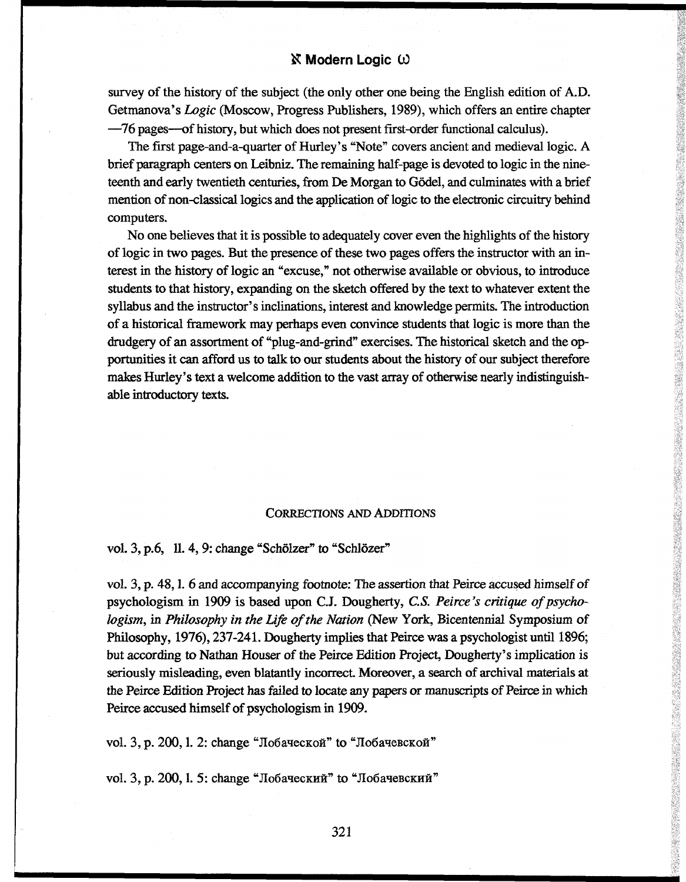survey of the history of the subject (the only other one being the English edition of A.D. Getmanova's *Logic* (Moscow, Progress Publishers, 1989), which offers an entire chapter —76 pages—of history, but which does not present first-order functional calculus).

The first page-and-a-quarter of Hurley's "Note" covers ancient and medieval logic. A brief paragraph centers on Leibniz. The remaining half-page is devoted to logic in the nineteenth and early twentieth centuries, from De Morgan to Gödel, and culminates with a brief mention of non-classical logics and the application of logic to the electronic circuitry behind computers.

No one believes that it is possible to adequately cover even the highlights of the history of logic in two pages. But the presence of these two pages offers the instructor with an interest in the history of logic an "excuse," not otherwise available or obvious, to introduce students to that history, expanding on the sketch offered by the text to whatever extent the syllabus and the instructor's inclinations, interest and knowledge permits. The introduction of a historical framework may perhaps even convince students that logic is more than the drudgery of an assortment of "plug-and-grind" exercises. The historical sketch and the opportunities it can afford us to talk to our students about the history of our subject therefore makes Hurley's text a welcome addition to the vast array of otherwise nearly indistinguishable introductory texts.

## Corrections and Additions

vol. 3, p.6, ll. 4, 9: change "Schölzer" to "Schlözer"

vol. 3, p. 48, l. 6 and accompanying footnote: The assertion that Peirce accused himself of psychologism in 1909 is based upon C.J. Dougherty, *C.S. Peirce's critique of psychologism*, in *Philosophy in the Life of the Nation* (New York, Bicentennial Symposium of Philosophy, 1976), 237-241. Dougherty implies that Peirce was a psychologist until 1896; but according to Nathan Houser of the Peirce Edition Project, Dougherty's implication is seriously misleading, even blatantly incorrect. Moreover, a search of archival materials at the Peirce Edition Project has failed to locate any papers or manuscripts of Peirce in which Peirce accused himself of psychologism in 1909.

vol. 3, p. 200, l. 2: change "Лобаческой" to "Лобачевской"

vol. 3, p. 200, l. 5: change "Лобаческий" to "Лобачевский"